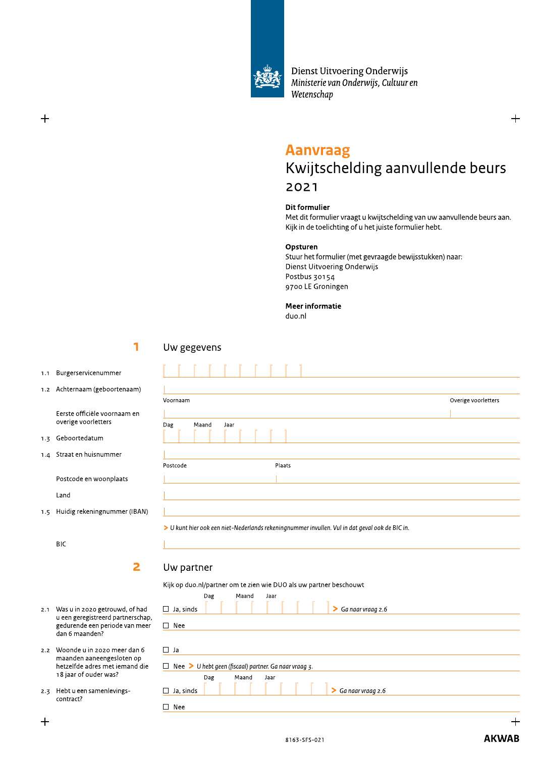Dienst Uitvoering Onderwijs
*Ministerie van Onderwijs, Cultuur en Wetenschap*

# Aanvraag
# Kwijtschelding aanvullende beurs 2021

**Dit formulier**
Met dit formulier vraagt u kwijtschelding van uw aanvullende beurs aan. Kijk in de toelichting of u het juiste formulier hebt.

**Opsturen**
Stuur het formulier (met gevraagde bewijsstukken) naar:
Dienst Uitvoering Onderwijs
Postbus 30154
9700 LE Groningen

**Meer informatie**
duo.nl

## 1 Uw gegevens

1.1 Burgerservicenummer

1.2 Achternaam (geboortenaam)

Eerste officiële voornaam en overige voorletters — Voornaam / Overige voorletters

1.3 Geboortedatum — Dag / Maand / Jaar

1.4 Straat en huisnummer

Postcode en woonplaats — Postcode / Plaats

Land

1.5 Huidig rekeningnummer (IBAN)

> *U kunt hier ook een niet-Nederlands rekeningnummer invullen. Vul in dat geval ook de BIC in.*

BIC

## 2 Uw partner

Kijk op duo.nl/partner om te zien wie DUO als uw partner beschouwt

2.1 Was u in 2020 getrouwd, of had u een geregistreerd partnerschap, gedurende een periode van meer dan 6 maanden?

- ☐ Ja, sinds (Dag / Maand / Jaar) > *Ga naar vraag 2.6*
- ☐ Nee

2.2 Woonde u in 2020 meer dan 6 maanden aaneengesloten op hetzelfde adres met iemand die 18 jaar of ouder was?

- ☐ Ja
- ☐ Nee > *U hebt geen (fiscaal) partner. Ga naar vraag 3.*

2.3 Hebt u een samenlevingscontract?

- ☐ Ja, sinds (Dag / Maand / Jaar) > *Ga naar vraag 2.6*
- ☐ Nee

8163-SFS-021

**AKWAB**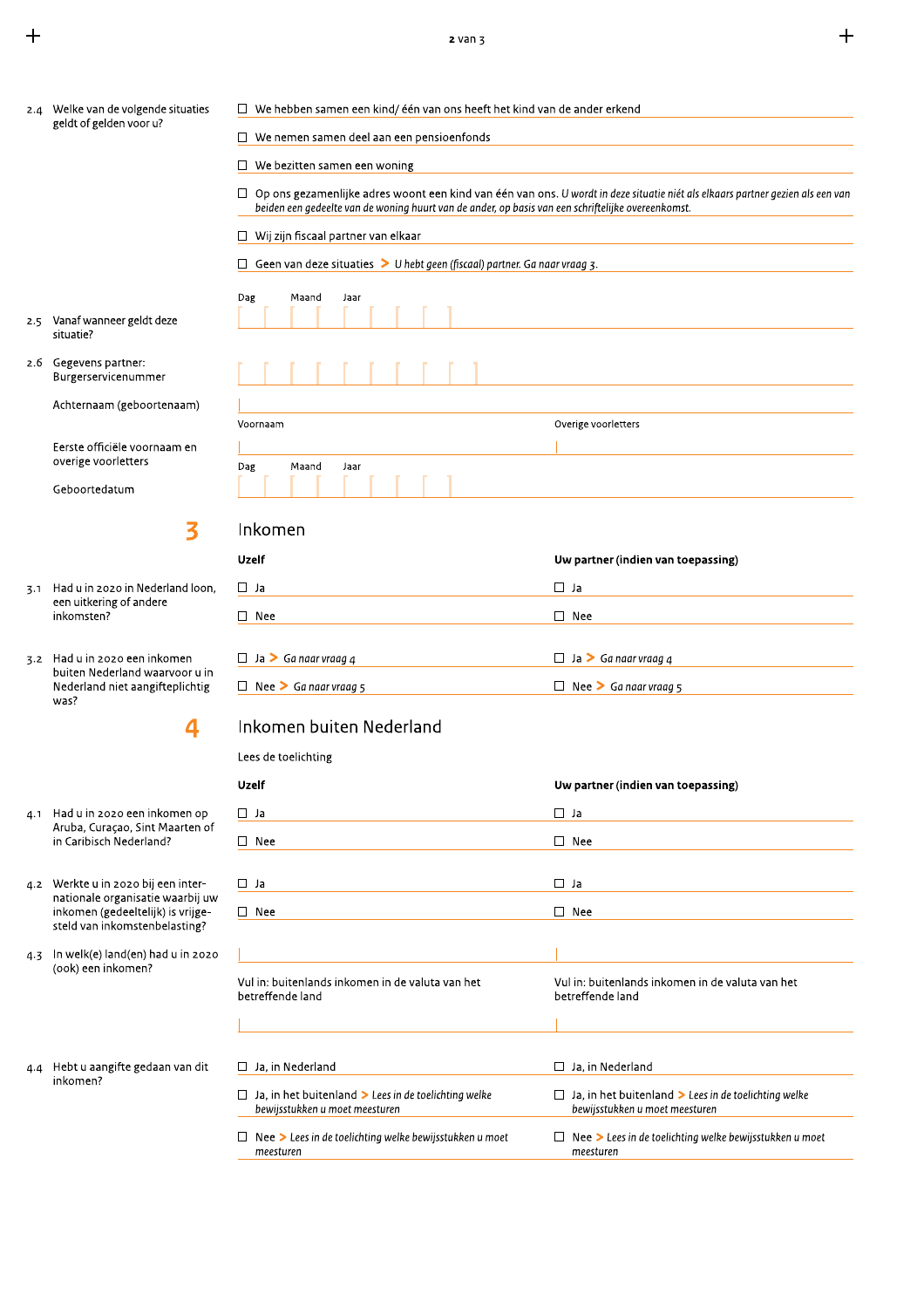**2.4** Welke van de volgende situaties geldt of gelden voor u?

- ☐ We hebben samen een kind/ één van ons heeft het kind van de ander erkend
- ☐ We nemen samen deel aan een pensioenfonds
- ☐ We bezitten samen een woning
- ☐ Op ons gezamenlijke adres woont een kind van één van ons. *U wordt in deze situatie niét als elkaars partner gezien als een van beiden een gedeelte van de woning huurt van de ander, op basis van een schriftelijke overeenkomst.*
- ☐ Wij zijn fiscaal partner van elkaar
- ☐ Geen van deze situaties > *U hebt geen (fiscaal) partner. Ga naar vraag 3.*

**2.5** Vanaf wanneer geldt deze situatie?

Dag | Maand | Jaar

**2.6** Gegevens partner:
Burgerservicenummer

Achternaam (geboortenaam)

Eerste officiële voornaam en overige voorletters

Voornaam | Overige voorletters

Geboortedatum

Dag | Maand | Jaar

# 3 Inkomen

| | Uzelf | Uw partner (indien van toepassing) |
|---|---|---|
| **3.1** Had u in 2020 in Nederland loon, een uitkering of andere inkomsten? | ☐ Ja<br>☐ Nee | ☐ Ja<br>☐ Nee |
| **3.2** Had u in 2020 een inkomen buiten Nederland waarvoor u in Nederland niet aangifteplichtig was? | ☐ Ja > *Ga naar vraag 4*<br>☐ Nee > *Ga naar vraag 5* | ☐ Ja > *Ga naar vraag 4*<br>☐ Nee > *Ga naar vraag 5* |

# 4 Inkomen buiten Nederland

Lees de toelichting

| | Uzelf | Uw partner (indien van toepassing) |
|---|---|---|
| **4.1** Had u in 2020 een inkomen op Aruba, Curaçao, Sint Maarten of in Caribisch Nederland? | ☐ Ja<br>☐ Nee | ☐ Ja<br>☐ Nee |
| **4.2** Werkte u in 2020 bij een internationale organisatie waarbij uw inkomen (gedeeltelijk) is vrijgesteld van inkomstenbelasting? | ☐ Ja<br>☐ Nee | ☐ Ja<br>☐ Nee |
| **4.3** In welk(e) land(en) had u in 2020 (ook) een inkomen? | | |
| | Vul in: buitenlands inkomen in de valuta van het betreffende land | Vul in: buitenlands inkomen in de valuta van het betreffende land |
| **4.4** Hebt u aangifte gedaan van dit inkomen? | ☐ Ja, in Nederland<br>☐ Ja, in het buitenland > *Lees in de toelichting welke bewijsstukken u moet meesturen*<br>☐ Nee > *Lees in de toelichting welke bewijsstukken u moet meesturen* | ☐ Ja, in Nederland<br>☐ Ja, in het buitenland > *Lees in de toelichting welke bewijsstukken u moet meesturen*<br>☐ Nee > *Lees in de toelichting welke bewijsstukken u moet meesturen* |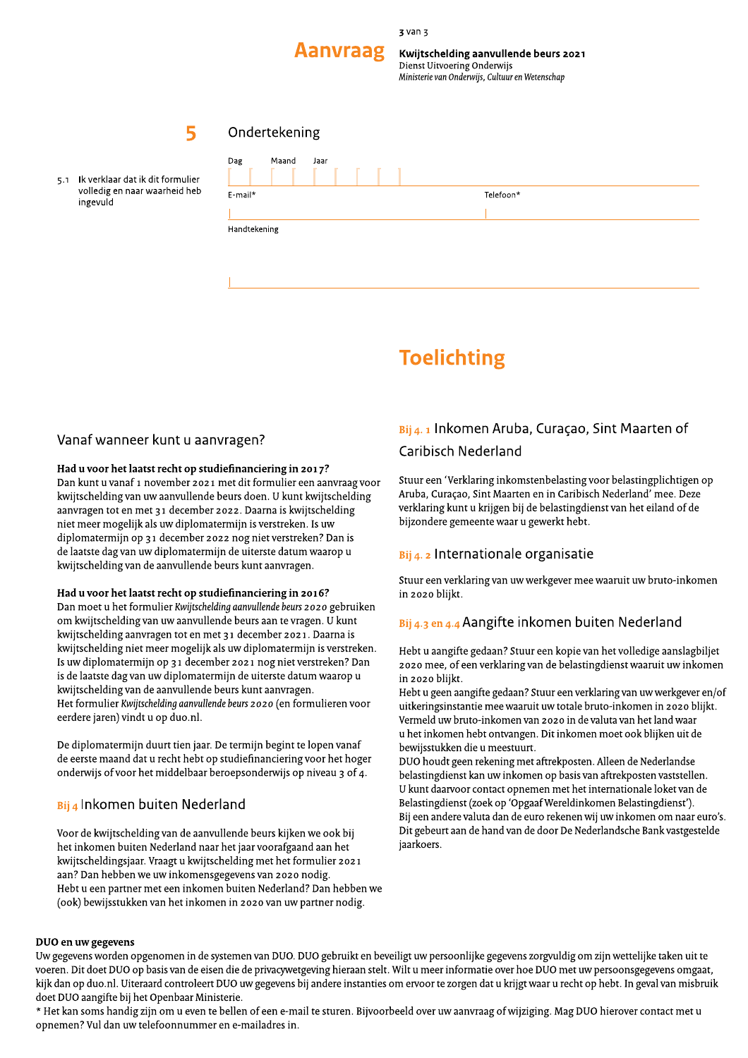# Aanvraag

**Kwijtschelding aanvullende beurs 2021**
Dienst Uitvoering Onderwijs
*Ministerie van Onderwijs, Cultuur en Wetenschap*

## 5 Ondertekening

5.1 Ik verklaar dat ik dit formulier volledig en naar waarheid heb ingevuld

Dag Maand Jaar

E-mail*

Telefoon*

Handtekening

# Toelichting

## Vanaf wanneer kunt u aanvragen?

**Had u voor het laatst recht op studiefinanciering in 2017?**
Dan kunt u vanaf 1 november 2021 met dit formulier een aanvraag voor kwijtschelding van uw aanvullende beurs doen. U kunt kwijtschelding aanvragen tot en met 31 december 2022. Daarna is kwijtschelding niet meer mogelijk als uw diplomatermijn is verstreken. Is uw diplomatermijn op 31 december 2022 nog niet verstreken? Dan is de laatste dag van uw diplomatermijn de uiterste datum waarop u kwijtschelding van de aanvullende beurs kunt aanvragen.

**Had u voor het laatst recht op studiefinanciering in 2016?**
Dan moet u het formulier *Kwijtschelding aanvullende beurs 2020* gebruiken om kwijtschelding van uw aanvullende beurs aan te vragen. U kunt kwijtschelding aanvragen tot en met 31 december 2021. Daarna is kwijtschelding niet meer mogelijk als uw diplomatermijn is verstreken. Is uw diplomatermijn op 31 december 2021 nog niet verstreken? Dan is de laatste dag van uw diplomatermijn de uiterste datum waarop u kwijtschelding van de aanvullende beurs kunt aanvragen.
Het formulier *Kwijtschelding aanvullende beurs 2020* (en formulieren voor eerdere jaren) vindt u op duo.nl.

De diplomatermijn duurt tien jaar. De termijn begint te lopen vanaf de eerste maand dat u recht hebt op studiefinanciering voor het hoger onderwijs of voor het middelbaar beroepsonderwijs op niveau 3 of 4.

## Bij 4 Inkomen buiten Nederland

Voor de kwijtschelding van de aanvullende beurs kijken we ook bij het inkomen buiten Nederland naar het jaar voorafgaand aan het kwijtscheldingsjaar. Vraagt u kwijtschelding met het formulier 2021 aan? Dan hebben we uw inkomensgegevens van 2020 nodig.
Hebt u een partner met een inkomen buiten Nederland? Dan hebben we (ook) bewijsstukken van het inkomen in 2020 van uw partner nodig.

## Bij 4.1 Inkomen Aruba, Curaçao, Sint Maarten of Caribisch Nederland

Stuur een 'Verklaring inkomstenbelasting voor belastingplichtigen op Aruba, Curaçao, Sint Maarten en in Caribisch Nederland' mee. Deze verklaring kunt u krijgen bij de belastingdienst van het eiland of de bijzondere gemeente waar u gewerkt hebt.

## Bij 4.2 Internationale organisatie

Stuur een verklaring van uw werkgever mee waaruit uw bruto-inkomen in 2020 blijkt.

## Bij 4.3 en 4.4 Aangifte inkomen buiten Nederland

Hebt u aangifte gedaan? Stuur een kopie van het volledige aanslagbiljet 2020 mee, of een verklaring van de belastingdienst waaruit uw inkomen in 2020 blijkt.
Hebt u geen aangifte gedaan? Stuur een verklaring van uw werkgever en/of uitkeringsinstantie mee waaruit uw totale bruto-inkomen in 2020 blijkt.
Vermeld uw bruto-inkomen van 2020 in de valuta van het land waar u het inkomen hebt ontvangen. Dit inkomen moet ook blijken uit de bewijsstukken die u meestuurt.
DUO houdt geen rekening met aftrekposten. Alleen de Nederlandse belastingdienst kan uw inkomen op basis van aftrekposten vaststellen. U kunt daarvoor contact opnemen met het internationale loket van de Belastingdienst (zoek op 'Opgaaf Wereldinkomen Belastingdienst').
Bij een andere valuta dan de euro rekenen wij uw inkomen om naar euro's. Dit gebeurt aan de hand van de door De Nederlandsche Bank vastgestelde jaarkoers.

**DUO en uw gegevens**
Uw gegevens worden opgenomen in de systemen van DUO. DUO gebruikt en beveiligt uw persoonlijke gegevens zorgvuldig om zijn wettelijke taken uit te voeren. Dit doet DUO op basis van de eisen die de privacywetgeving hieraan stelt. Wilt u meer informatie over hoe DUO met uw persoonsgegevens omgaat, kijk dan op duo.nl. Uiteraard controleert DUO uw gegevens bij andere instanties om ervoor te zorgen dat u krijgt waar u recht op hebt. In geval van misbruik doet DUO aangifte bij het Openbaar Ministerie.
* Het kan soms handig zijn om u even te bellen of een e-mail te sturen. Bijvoorbeeld over uw aanvraag of wijziging. Mag DUO hierover contact met u opnemen? Vul dan uw telefoonnummer en e-mailadres in.